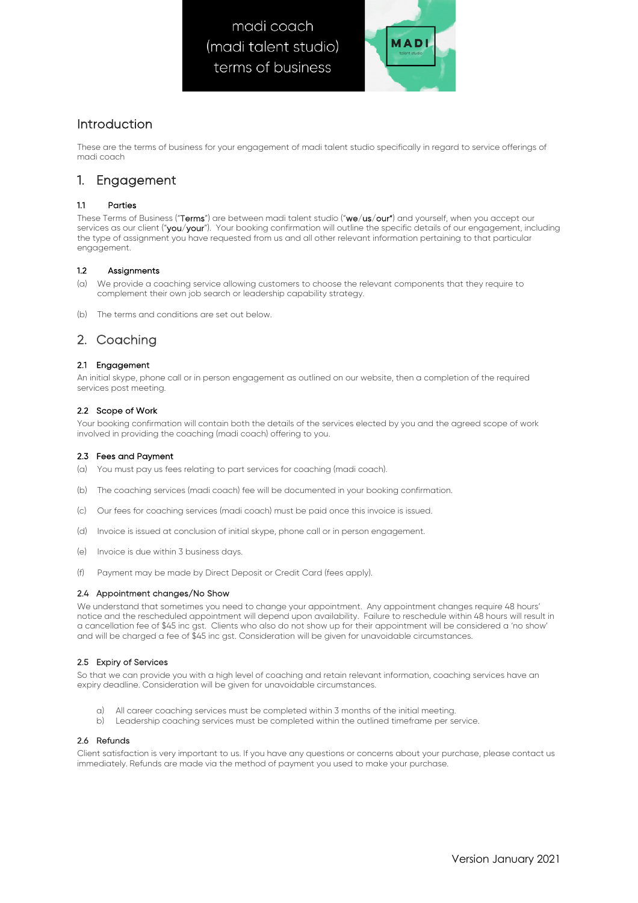madi coach
(madi talent studio)
terms of business

MADI
talent studio

## Introduction

These are the terms of business for your engagement of madi talent studio specifically in regard to service offerings of madi coach

## 1. Engagement

### 1.1 Parties

These Terms of Business ("**Terms**") are between madi talent studio ("**we**/**us**/**our**") and yourself, when you accept our services as our client ("**you**/**your**"). Your booking confirmation will outline the specific details of our engagement, including the type of assignment you have requested from us and all other relevant information pertaining to that particular engagement.

### 1.2 Assignments

(a) We provide a coaching service allowing customers to choose the relevant components that they require to complement their own job search or leadership capability strategy.

(b) The terms and conditions are set out below.

## 2. Coaching

### 2.1 Engagement

An initial skype, phone call or in person engagement as outlined on our website, then a completion of the required services post meeting.

### 2.2 Scope of Work

Your booking confirmation will contain both the details of the services elected by you and the agreed scope of work involved in providing the coaching (madi coach) offering to you.

### 2.3 Fees and Payment

(a) You must pay us fees relating to part services for coaching (madi coach).

(b) The coaching services (madi coach) fee will be documented in your booking confirmation.

(c) Our fees for coaching services (madi coach) must be paid once this invoice is issued.

(d) Invoice is issued at conclusion of initial skype, phone call or in person engagement.

(e) Invoice is due within 3 business days.

(f) Payment may be made by Direct Deposit or Credit Card (fees apply).

### 2.4 Appointment changes/No Show

We understand that sometimes you need to change your appointment. Any appointment changes require 48 hours' notice and the rescheduled appointment will depend upon availability. Failure to reschedule within 48 hours will result in a cancellation fee of $45 inc gst. Clients who also do not show up for their appointment will be considered a 'no show' and will be charged a fee of $45 inc gst. Consideration will be given for unavoidable circumstances.

### 2.5 Expiry of Services

So that we can provide you with a high level of coaching and retain relevant information, coaching services have an expiry deadline. Consideration will be given for unavoidable circumstances.

a) All career coaching services must be completed within 3 months of the initial meeting.
b) Leadership coaching services must be completed within the outlined timeframe per service.

### 2.6 Refunds

Client satisfaction is very important to us. If you have any questions or concerns about your purchase, please contact us immediately. Refunds are made via the method of payment you used to make your purchase.

Version January 2021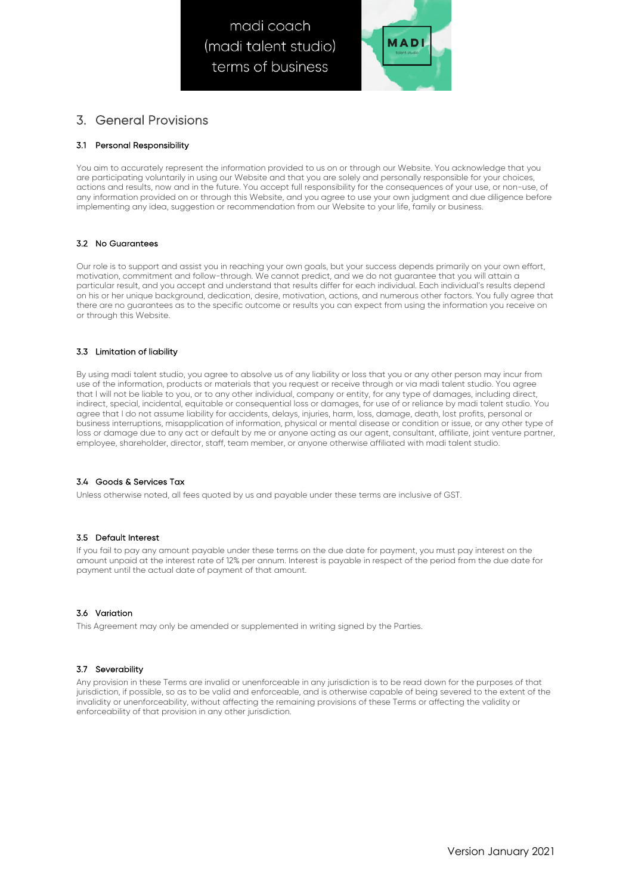## 3. General Provisions

### 3.1 Personal Responsibility

You aim to accurately represent the information provided to us on or through our Website. You acknowledge that you are participating voluntarily in using our Website and that you are solely and personally responsible for your choices, actions and results, now and in the future. You accept full responsibility for the consequences of your use, or non-use, of any information provided on or through this Website, and you agree to use your own judgment and due diligence before implementing any idea, suggestion or recommendation from our Website to your life, family or business.

### 3.2 No Guarantees

Our role is to support and assist you in reaching your own goals, but your success depends primarily on your own effort, motivation, commitment and follow-through. We cannot predict, and we do not guarantee that you will attain a particular result, and you accept and understand that results differ for each individual. Each individual's results depend on his or her unique background, dedication, desire, motivation, actions, and numerous other factors. You fully agree that there are no guarantees as to the specific outcome or results you can expect from using the information you receive on or through this Website.

### 3.3 Limitation of liability

By using madi talent studio, you agree to absolve us of any liability or loss that you or any other person may incur from use of the information, products or materials that you request or receive through or via madi talent studio. You agree that I will not be liable to you, or to any other individual, company or entity, for any type of damages, including direct, indirect, special, incidental, equitable or consequential loss or damages, for use of or reliance by madi talent studio. You agree that I do not assume liability for accidents, delays, injuries, harm, loss, damage, death, lost profits, personal or business interruptions, misapplication of information, physical or mental disease or condition or issue, or any other type of loss or damage due to any act or default by me or anyone acting as our agent, consultant, affiliate, joint venture partner, employee, shareholder, director, staff, team member, or anyone otherwise affiliated with madi talent studio.

### 3.4 Goods & Services Tax

Unless otherwise noted, all fees quoted by us and payable under these terms are inclusive of GST.

### 3.5 Default Interest

If you fail to pay any amount payable under these terms on the due date for payment, you must pay interest on the amount unpaid at the interest rate of 12% per annum. Interest is payable in respect of the period from the due date for payment until the actual date of payment of that amount.

### 3.6 Variation

This Agreement may only be amended or supplemented in writing signed by the Parties.

### 3.7 Severability

Any provision in these Terms are invalid or unenforceable in any jurisdiction is to be read down for the purposes of that jurisdiction, if possible, so as to be valid and enforceable, and is otherwise capable of being severed to the extent of the invalidity or unenforceability, without affecting the remaining provisions of these Terms or affecting the validity or enforceability of that provision in any other jurisdiction.